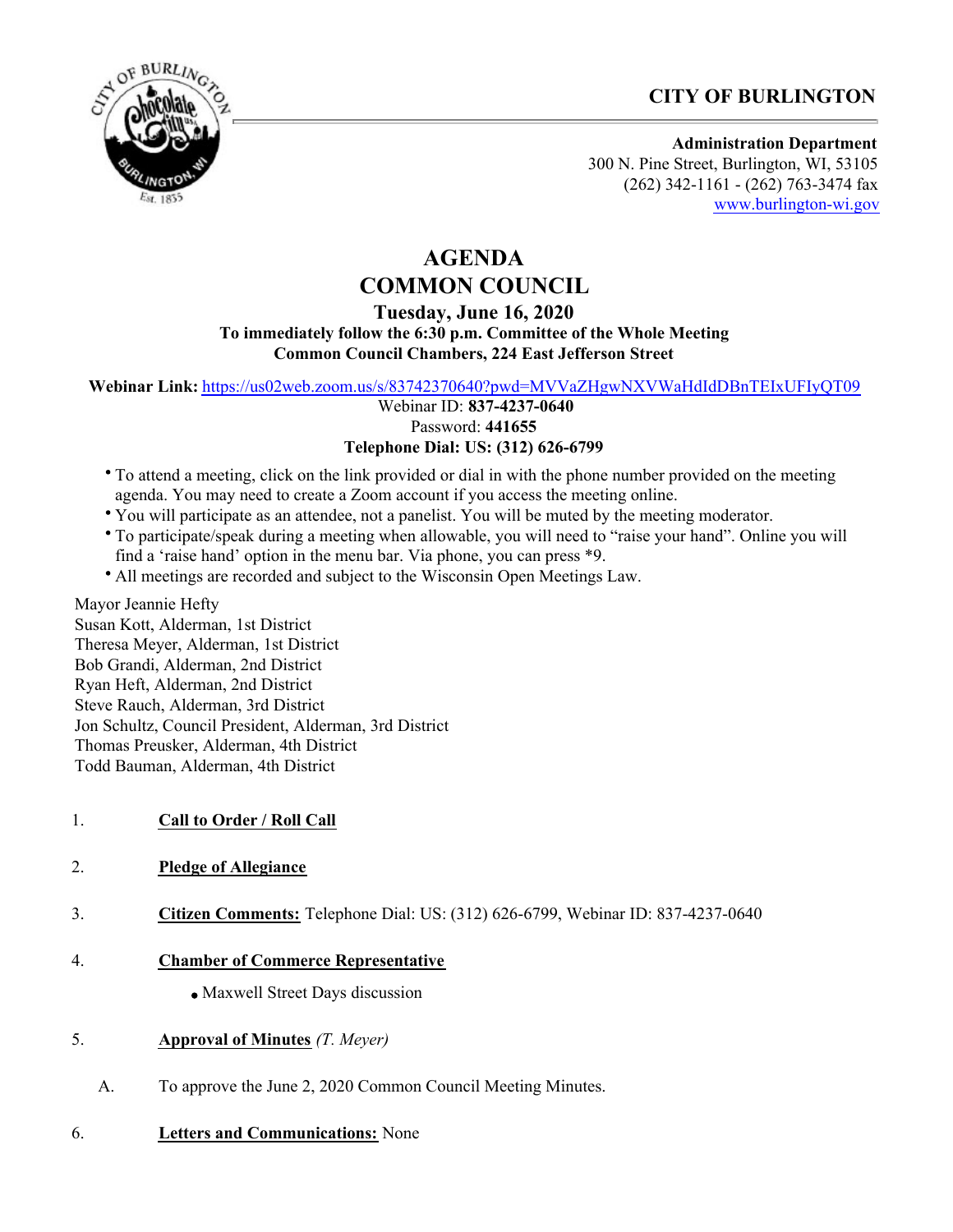**CITY OF BURLINGTON**

**Administration Department**
300 N. Pine Street, Burlington, WI, 53105
(262) 342-1161 - (262) 763-3474 fax
www.burlington-wi.gov

# AGENDA
# COMMON COUNCIL

## Tuesday, June 16, 2020

**To immediately follow the 6:30 p.m. Committee of the Whole Meeting**
**Common Council Chambers, 224 East Jefferson Street**

**Webinar Link:** https://us02web.zoom.us/s/83742370640?pwd=MVVaZHgwNXVWaHdIdDBnTEIxUFIyQT09
Webinar ID: **837-4237-0640**
Password: **441655**
**Telephone Dial: US: (312) 626-6799**

- To attend a meeting, click on the link provided or dial in with the phone number provided on the meeting agenda. You may need to create a Zoom account if you access the meeting online.
- You will participate as an attendee, not a panelist. You will be muted by the meeting moderator.
- To participate/speak during a meeting when allowable, you will need to "raise your hand". Online you will find a 'raise hand' option in the menu bar. Via phone, you can press *9.
- All meetings are recorded and subject to the Wisconsin Open Meetings Law.

Mayor Jeannie Hefty
Susan Kott, Alderman, 1st District
Theresa Meyer, Alderman, 1st District
Bob Grandi, Alderman, 2nd District
Ryan Heft, Alderman, 2nd District
Steve Rauch, Alderman, 3rd District
Jon Schultz, Council President, Alderman, 3rd District
Thomas Preusker, Alderman, 4th District
Todd Bauman, Alderman, 4th District

1. **Call to Order / Roll Call**

2. **Pledge of Allegiance**

3. **Citizen Comments:** Telephone Dial: US: (312) 626-6799, Webinar ID: 837-4237-0640

4. **Chamber of Commerce Representative**
   - Maxwell Street Days discussion

5. **Approval of Minutes** *(T. Meyer)*

   A. To approve the June 2, 2020 Common Council Meeting Minutes.

6. **Letters and Communications:** None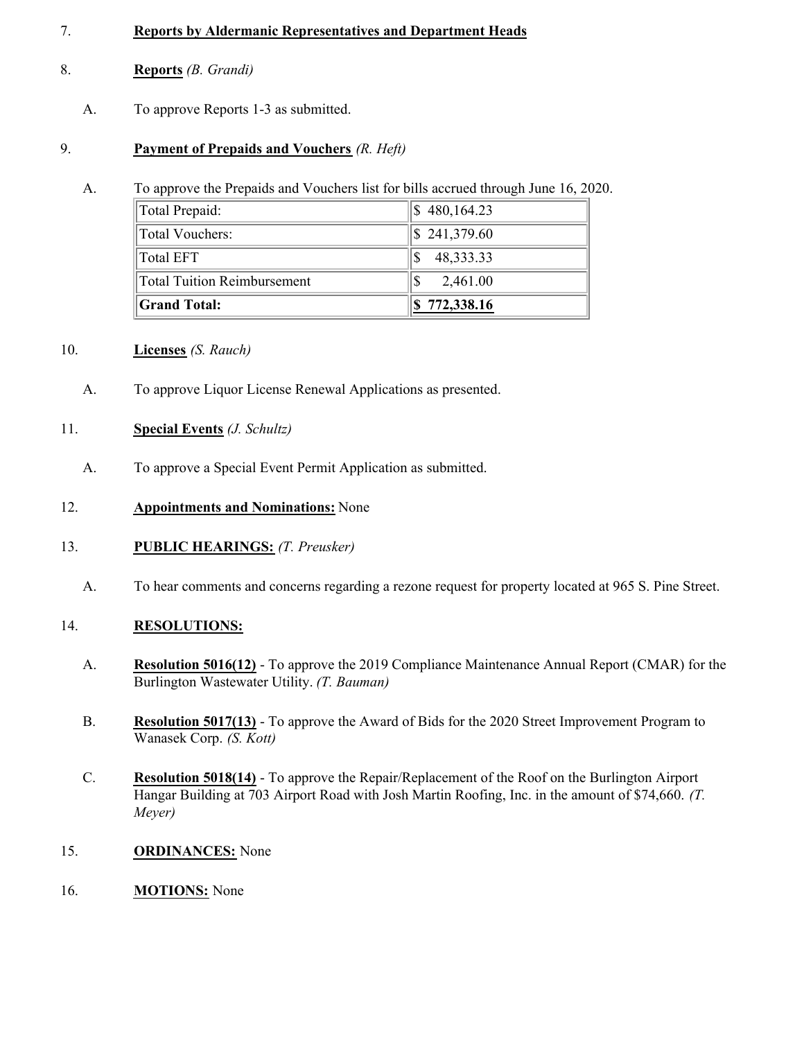7. **Reports by Aldermanic Representatives and Department Heads**

8. **Reports** *(B. Grandi)*

   A. To approve Reports 1-3 as submitted.

9. **Payment of Prepaids and Vouchers** *(R. Heft)*

   A. To approve the Prepaids and Vouchers list for bills accrued through June 16, 2020.

| Total Prepaid: | $ 480,164.23 |
|---|---|
| Total Vouchers: | $ 241,379.60 |
| Total EFT | $ 48,333.33 |
| Total Tuition Reimbursement | $ 2,461.00 |
| **Grand Total:** | **$ 772,338.16** |

10. **Licenses** *(S. Rauch)*

    A. To approve Liquor License Renewal Applications as presented.

11. **Special Events** *(J. Schultz)*

    A. To approve a Special Event Permit Application as submitted.

12. **Appointments and Nominations:** None

13. **PUBLIC HEARINGS:** *(T. Preusker)*

    A. To hear comments and concerns regarding a rezone request for property located at 965 S. Pine Street.

14. **RESOLUTIONS:**

    A. **Resolution 5016(12)** - To approve the 2019 Compliance Maintenance Annual Report (CMAR) for the Burlington Wastewater Utility. *(T. Bauman)*

    B. **Resolution 5017(13)** - To approve the Award of Bids for the 2020 Street Improvement Program to Wanasek Corp. *(S. Kott)*

    C. **Resolution 5018(14)** - To approve the Repair/Replacement of the Roof on the Burlington Airport Hangar Building at 703 Airport Road with Josh Martin Roofing, Inc. in the amount of $74,660. *(T. Meyer)*

15. **ORDINANCES:** None

16. **MOTIONS:** None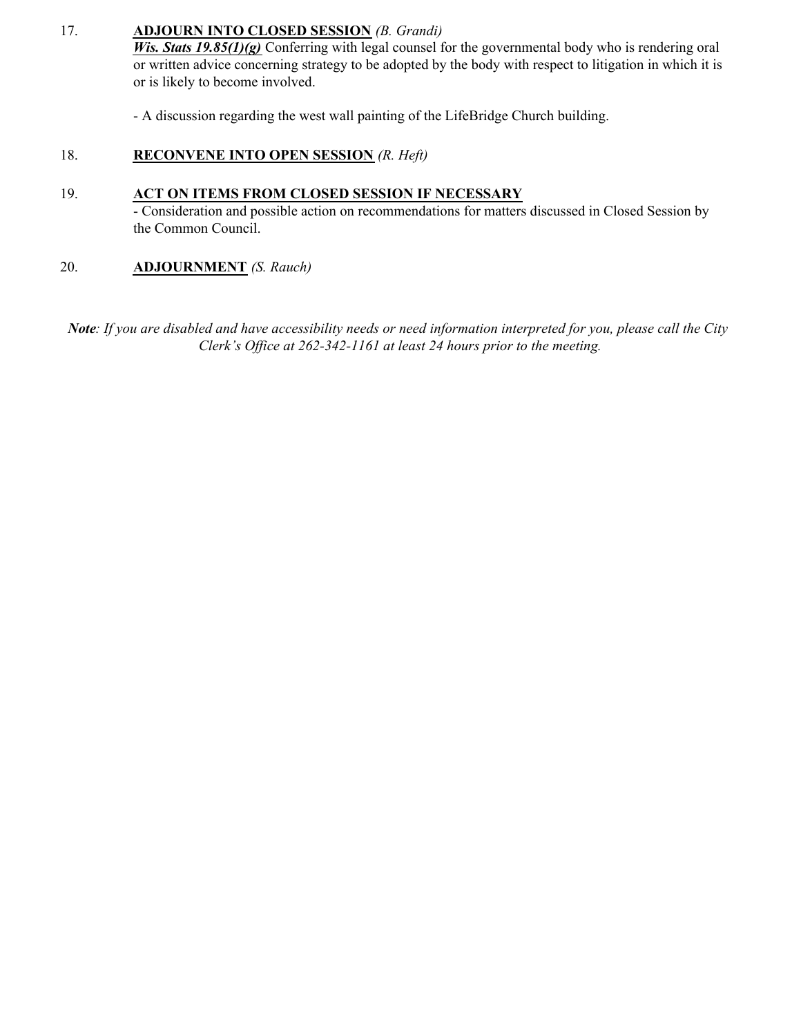17. **ADJOURN INTO CLOSED SESSION** *(B. Grandi)*
    ***Wis. Stats 19.85(1)(g)*** Conferring with legal counsel for the governmental body who is rendering oral or written advice concerning strategy to be adopted by the body with respect to litigation in which it is or is likely to become involved.

    - A discussion regarding the west wall painting of the LifeBridge Church building.

18. **RECONVENE INTO OPEN SESSION** *(R. Heft)*

19. **ACT ON ITEMS FROM CLOSED SESSION IF NECESSARY**
    - Consideration and possible action on recommendations for matters discussed in Closed Session by the Common Council.

20. **ADJOURNMENT** *(S. Rauch)*

***Note****: If you are disabled and have accessibility needs or need information interpreted for you, please call the City Clerk's Office at 262-342-1161 at least 24 hours prior to the meeting.*